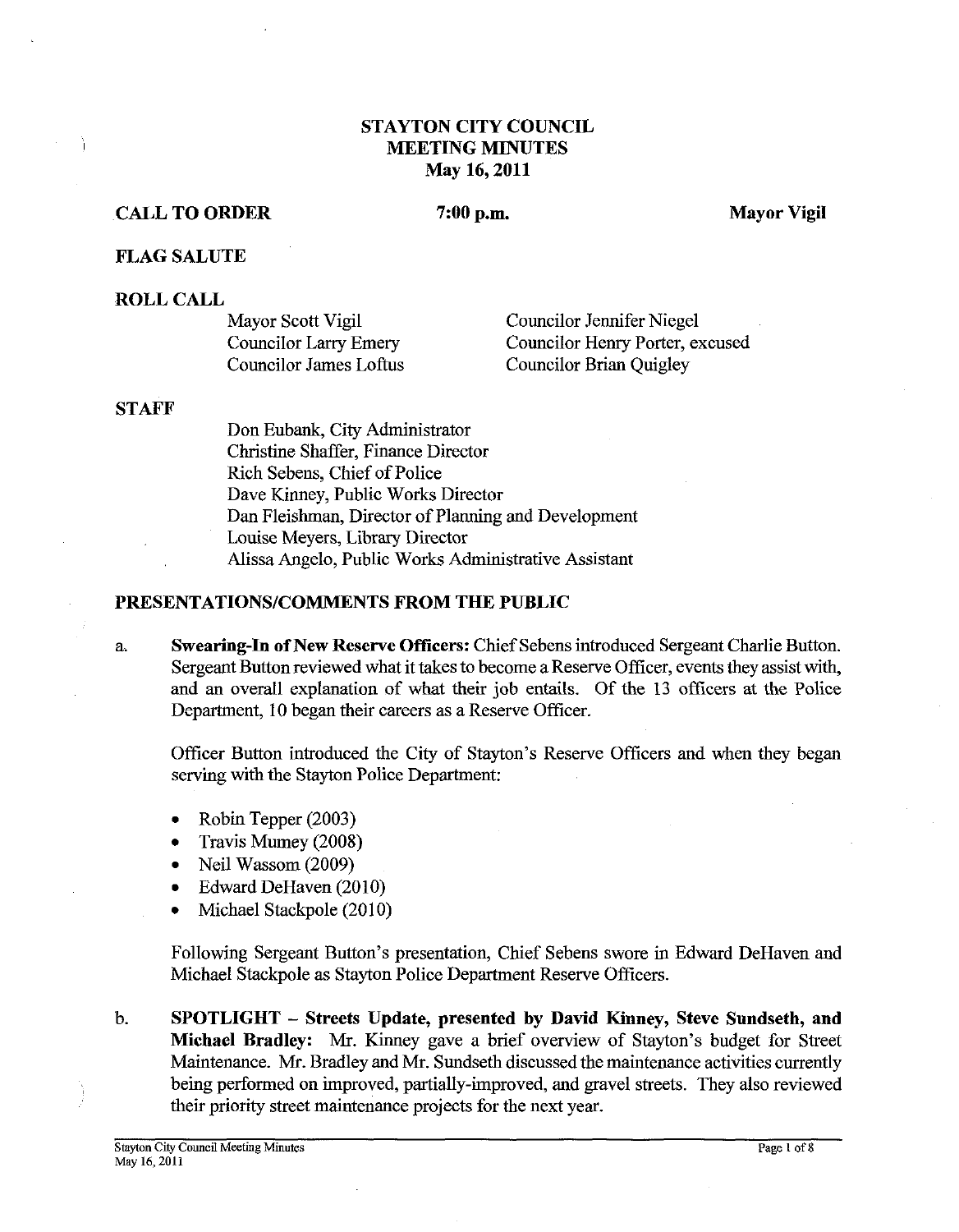# STAYTON CITY COUNCIL
# MEETING MINUTES
# May 16, 2011

**CALL TO ORDER** **7:00 p.m.** **Mayor Vigil**

**FLAG SALUTE**

**ROLL CALL**

Mayor Scott Vigil
Councilor Larry Emery
Councilor James Loftus
Councilor Jennifer Niegel
Councilor Henry Porter, excused
Councilor Brian Quigley

**STAFF**

Don Eubank, City Administrator
Christine Shaffer, Finance Director
Rich Sebens, Chief of Police
Dave Kinney, Public Works Director
Dan Fleishman, Director of Planning and Development
Louise Meyers, Library Director
Alissa Angelo, Public Works Administrative Assistant

**PRESENTATIONS/COMMENTS FROM THE PUBLIC**

a. **Swearing-In of New Reserve Officers:** Chief Sebens introduced Sergeant Charlie Button. Sergeant Button reviewed what it takes to become a Reserve Officer, events they assist with, and an overall explanation of what their job entails. Of the 13 officers at the Police Department, 10 began their careers as a Reserve Officer.

Officer Button introduced the City of Stayton's Reserve Officers and when they began serving with the Stayton Police Department:

- Robin Tepper (2003)
- Travis Mumey (2008)
- Neil Wassom (2009)
- Edward DeHaven (2010)
- Michael Stackpole (2010)

Following Sergeant Button's presentation, Chief Sebens swore in Edward DeHaven and Michael Stackpole as Stayton Police Department Reserve Officers.

b. **SPOTLIGHT – Streets Update, presented by David Kinney, Steve Sundseth, and Michael Bradley:** Mr. Kinney gave a brief overview of Stayton's budget for Street Maintenance. Mr. Bradley and Mr. Sundseth discussed the maintenance activities currently being performed on improved, partially-improved, and gravel streets. They also reviewed their priority street maintenance projects for the next year.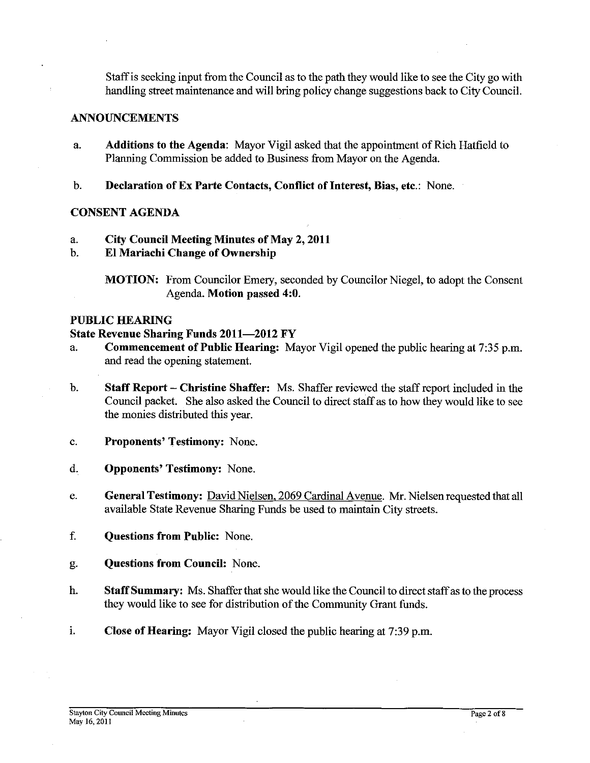Staff is seeking input from the Council as to the path they would like to see the City go with handling street maintenance and will bring policy change suggestions back to City Council.

## ANNOUNCEMENTS

a. **Additions to the Agenda:** Mayor Vigil asked that the appointment of Rich Hatfield to Planning Commission be added to Business from Mayor on the Agenda.

b. **Declaration of Ex Parte Contacts, Conflict of Interest, Bias, etc.:** None.

## CONSENT AGENDA

a. **City Council Meeting Minutes of May 2, 2011**

b. **El Mariachi Change of Ownership**

**MOTION:** From Councilor Emery, seconded by Councilor Niegel, to adopt the Consent Agenda. **Motion passed 4:0.**

## PUBLIC HEARING

### State Revenue Sharing Funds 2011—2012 FY

a. **Commencement of Public Hearing:** Mayor Vigil opened the public hearing at 7:35 p.m. and read the opening statement.

b. **Staff Report – Christine Shaffer:** Ms. Shaffer reviewed the staff report included in the Council packet. She also asked the Council to direct staff as to how they would like to see the monies distributed this year.

c. **Proponents' Testimony:** None.

d. **Opponents' Testimony:** None.

e. **General Testimony:** David Nielsen, 2069 Cardinal Avenue. Mr. Nielsen requested that all available State Revenue Sharing Funds be used to maintain City streets.

f. **Questions from Public:** None.

g. **Questions from Council:** None.

h. **Staff Summary:** Ms. Shaffer that she would like the Council to direct staff as to the process they would like to see for distribution of the Community Grant funds.

i. **Close of Hearing:** Mayor Vigil closed the public hearing at 7:39 p.m.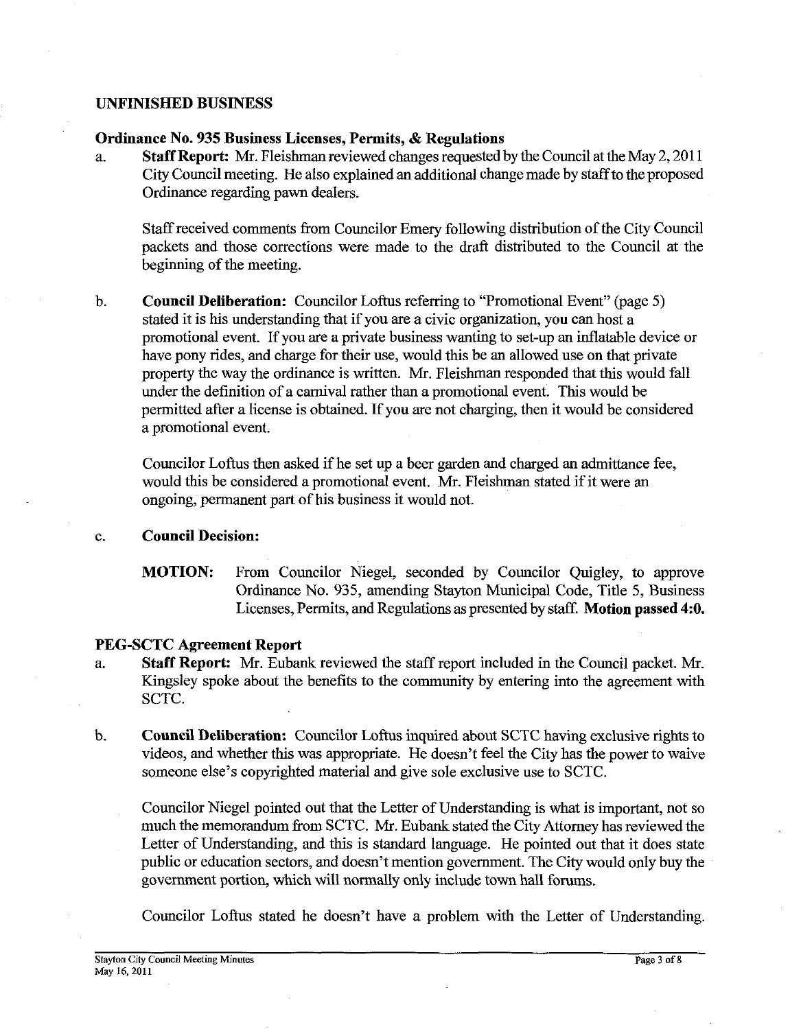## UNFINISHED BUSINESS

### Ordinance No. 935 Business Licenses, Permits, & Regulations

a. **Staff Report:** Mr. Fleishman reviewed changes requested by the Council at the May 2, 2011 City Council meeting. He also explained an additional change made by staff to the proposed Ordinance regarding pawn dealers.

   Staff received comments from Councilor Emery following distribution of the City Council packets and those corrections were made to the draft distributed to the Council at the beginning of the meeting.

b. **Council Deliberation:** Councilor Loftus referring to "Promotional Event" (page 5) stated it is his understanding that if you are a civic organization, you can host a promotional event. If you are a private business wanting to set-up an inflatable device or have pony rides, and charge for their use, would this be an allowed use on that private property the way the ordinance is written. Mr. Fleishman responded that this would fall under the definition of a carnival rather than a promotional event. This would be permitted after a license is obtained. If you are not charging, then it would be considered a promotional event.

   Councilor Loftus then asked if he set up a beer garden and charged an admittance fee, would this be considered a promotional event. Mr. Fleishman stated if it were an ongoing, permanent part of his business it would not.

c. **Council Decision:**

   **MOTION:** From Councilor Niegel, seconded by Councilor Quigley, to approve Ordinance No. 935, amending Stayton Municipal Code, Title 5, Business Licenses, Permits, and Regulations as presented by staff. **Motion passed 4:0.**

### PEG-SCTC Agreement Report

a. **Staff Report:** Mr. Eubank reviewed the staff report included in the Council packet. Mr. Kingsley spoke about the benefits to the community by entering into the agreement with SCTC.

b. **Council Deliberation:** Councilor Loftus inquired about SCTC having exclusive rights to videos, and whether this was appropriate. He doesn't feel the City has the power to waive someone else's copyrighted material and give sole exclusive use to SCTC.

   Councilor Niegel pointed out that the Letter of Understanding is what is important, not so much the memorandum from SCTC. Mr. Eubank stated the City Attorney has reviewed the Letter of Understanding, and this is standard language. He pointed out that it does state public or education sectors, and doesn't mention government. The City would only buy the government portion, which will normally only include town hall forums.

   Councilor Loftus stated he doesn't have a problem with the Letter of Understanding.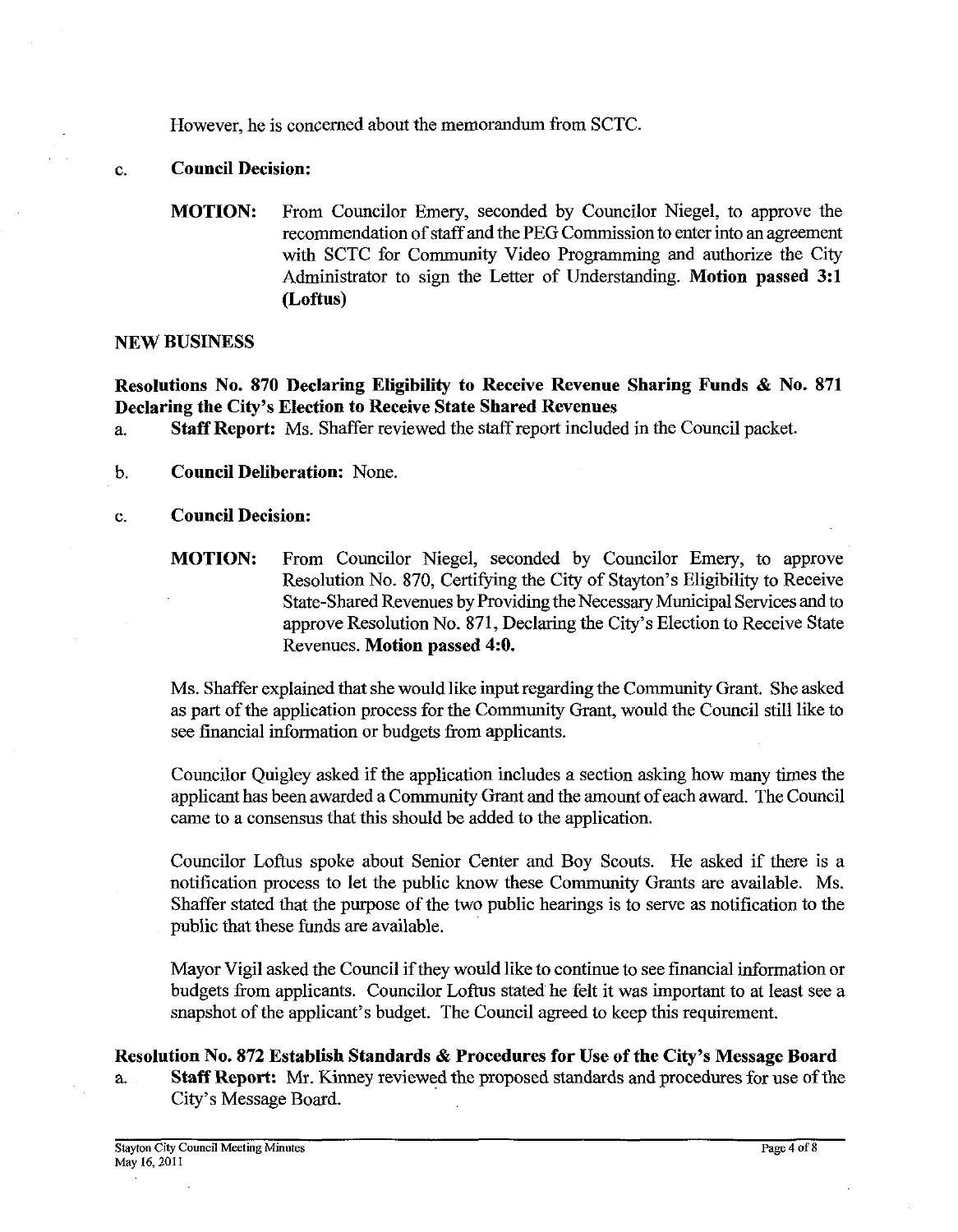However, he is concerned about the memorandum from SCTC.

c. **Council Decision:**

**MOTION:** From Councilor Emery, seconded by Councilor Niegel, to approve the recommendation of staff and the PEG Commission to enter into an agreement with SCTC for Community Video Programming and authorize the City Administrator to sign the Letter of Understanding. **Motion passed 3:1 (Loftus)**

## NEW BUSINESS

### Resolutions No. 870 Declaring Eligibility to Receive Revenue Sharing Funds & No. 871 Declaring the City's Election to Receive State Shared Revenues

a. **Staff Report:** Ms. Shaffer reviewed the staff report included in the Council packet.

b. **Council Deliberation:** None.

c. **Council Decision:**

**MOTION:** From Councilor Niegel, seconded by Councilor Emery, to approve Resolution No. 870, Certifying the City of Stayton's Eligibility to Receive State-Shared Revenues by Providing the Necessary Municipal Services and to approve Resolution No. 871, Declaring the City's Election to Receive State Revenues. **Motion passed 4:0.**

Ms. Shaffer explained that she would like input regarding the Community Grant. She asked as part of the application process for the Community Grant, would the Council still like to see financial information or budgets from applicants.

Councilor Quigley asked if the application includes a section asking how many times the applicant has been awarded a Community Grant and the amount of each award. The Council came to a consensus that this should be added to the application.

Councilor Loftus spoke about Senior Center and Boy Scouts. He asked if there is a notification process to let the public know these Community Grants are available. Ms. Shaffer stated that the purpose of the two public hearings is to serve as notification to the public that these funds are available.

Mayor Vigil asked the Council if they would like to continue to see financial information or budgets from applicants. Councilor Loftus stated he felt it was important to at least see a snapshot of the applicant's budget. The Council agreed to keep this requirement.

### Resolution No. 872 Establish Standards & Procedures for Use of the City's Message Board

a. **Staff Report:** Mr. Kinney reviewed the proposed standards and procedures for use of the City's Message Board.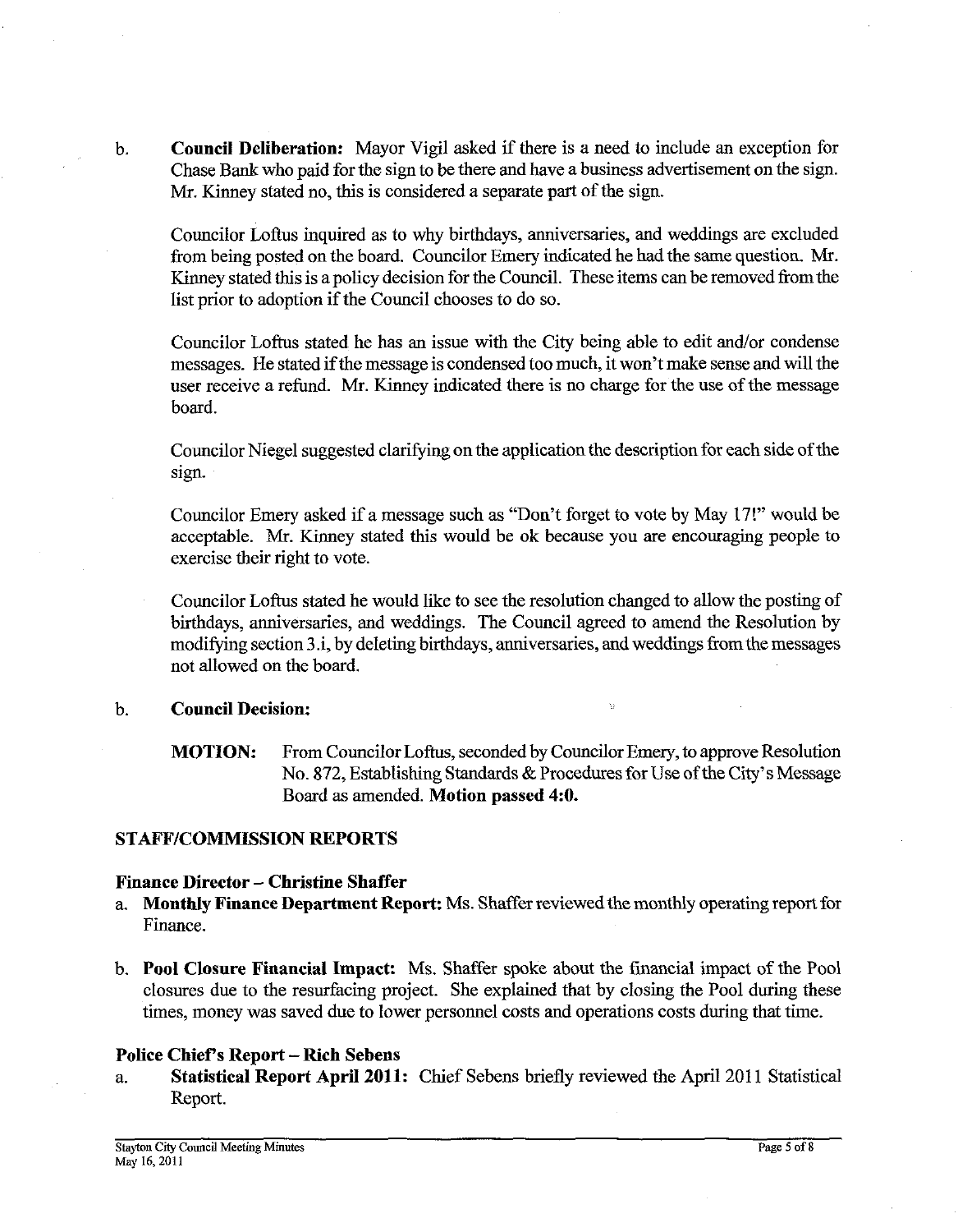b. **Council Deliberation:** Mayor Vigil asked if there is a need to include an exception for Chase Bank who paid for the sign to be there and have a business advertisement on the sign. Mr. Kinney stated no, this is considered a separate part of the sign.

Councilor Loftus inquired as to why birthdays, anniversaries, and weddings are excluded from being posted on the board. Councilor Emery indicated he had the same question. Mr. Kinney stated this is a policy decision for the Council. These items can be removed from the list prior to adoption if the Council chooses to do so.

Councilor Loftus stated he has an issue with the City being able to edit and/or condense messages. He stated if the message is condensed too much, it won't make sense and will the user receive a refund. Mr. Kinney indicated there is no charge for the use of the message board.

Councilor Niegel suggested clarifying on the application the description for each side of the sign.

Councilor Emery asked if a message such as "Don't forget to vote by May 17!" would be acceptable. Mr. Kinney stated this would be ok because you are encouraging people to exercise their right to vote.

Councilor Loftus stated he would like to see the resolution changed to allow the posting of birthdays, anniversaries, and weddings. The Council agreed to amend the Resolution by modifying section 3.i, by deleting birthdays, anniversaries, and weddings from the messages not allowed on the board.

b. **Council Decision:**

**MOTION:** From Councilor Loftus, seconded by Councilor Emery, to approve Resolution No. 872, Establishing Standards & Procedures for Use of the City's Message Board as amended. **Motion passed 4:0.**

## STAFF/COMMISSION REPORTS

### Finance Director – Christine Shaffer

a. **Monthly Finance Department Report:** Ms. Shaffer reviewed the monthly operating report for Finance.

b. **Pool Closure Financial Impact:** Ms. Shaffer spoke about the financial impact of the Pool closures due to the resurfacing project. She explained that by closing the Pool during these times, money was saved due to lower personnel costs and operations costs during that time.

### Police Chief's Report – Rich Sebens

a. **Statistical Report April 2011:** Chief Sebens briefly reviewed the April 2011 Statistical Report.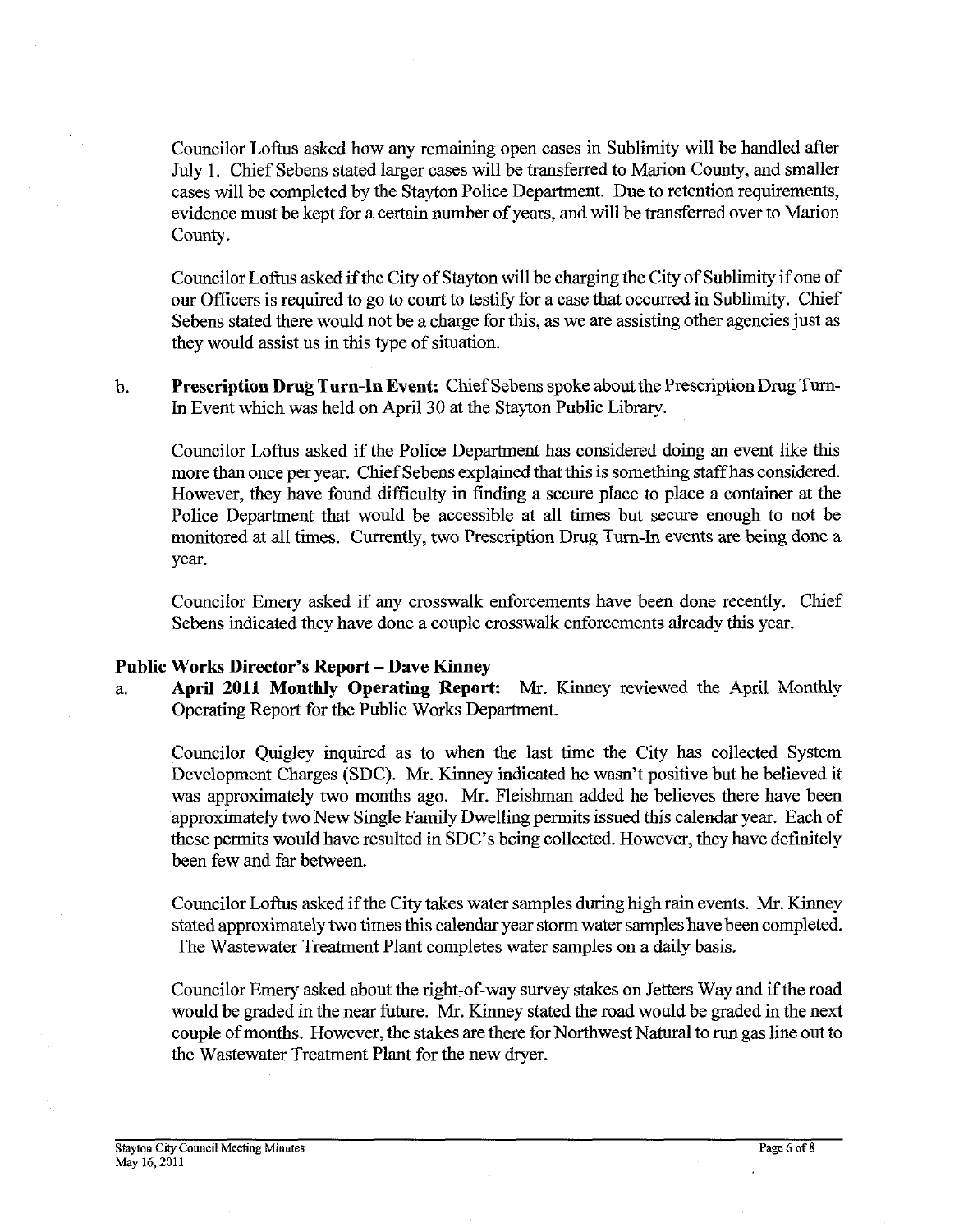Councilor Loftus asked how any remaining open cases in Sublimity will be handled after July 1. Chief Sebens stated larger cases will be transferred to Marion County, and smaller cases will be completed by the Stayton Police Department. Due to retention requirements, evidence must be kept for a certain number of years, and will be transferred over to Marion County.

Councilor Loftus asked if the City of Stayton will be charging the City of Sublimity if one of our Officers is required to go to court to testify for a case that occurred in Sublimity. Chief Sebens stated there would not be a charge for this, as we are assisting other agencies just as they would assist us in this type of situation.

b. **Prescription Drug Turn-In Event:** Chief Sebens spoke about the Prescription Drug Turn-In Event which was held on April 30 at the Stayton Public Library.

Councilor Loftus asked if the Police Department has considered doing an event like this more than once per year. Chief Sebens explained that this is something staff has considered. However, they have found difficulty in finding a secure place to place a container at the Police Department that would be accessible at all times but secure enough to not be monitored at all times. Currently, two Prescription Drug Turn-In events are being done a year.

Councilor Emery asked if any crosswalk enforcements have been done recently. Chief Sebens indicated they have done a couple crosswalk enforcements already this year.

**Public Works Director's Report – Dave Kinney**

a. **April 2011 Monthly Operating Report:** Mr. Kinney reviewed the April Monthly Operating Report for the Public Works Department.

Councilor Quigley inquired as to when the last time the City has collected System Development Charges (SDC). Mr. Kinney indicated he wasn't positive but he believed it was approximately two months ago. Mr. Fleishman added he believes there have been approximately two New Single Family Dwelling permits issued this calendar year. Each of these permits would have resulted in SDC's being collected. However, they have definitely been few and far between.

Councilor Loftus asked if the City takes water samples during high rain events. Mr. Kinney stated approximately two times this calendar year storm water samples have been completed. The Wastewater Treatment Plant completes water samples on a daily basis.

Councilor Emery asked about the right-of-way survey stakes on Jetters Way and if the road would be graded in the near future. Mr. Kinney stated the road would be graded in the next couple of months. However, the stakes are there for Northwest Natural to run gas line out to the Wastewater Treatment Plant for the new dryer.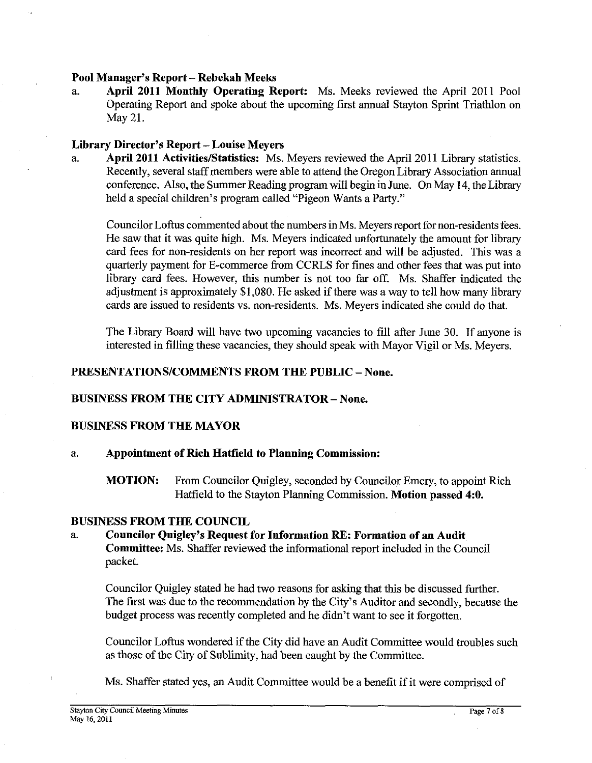**Pool Manager's Report – Rebekah Meeks**

a. **April 2011 Monthly Operating Report:** Ms. Meeks reviewed the April 2011 Pool Operating Report and spoke about the upcoming first annual Stayton Sprint Triathlon on May 21.

**Library Director's Report – Louise Meyers**

a. **April 2011 Activities/Statistics:** Ms. Meyers reviewed the April 2011 Library statistics. Recently, several staff members were able to attend the Oregon Library Association annual conference. Also, the Summer Reading program will begin in June. On May 14, the Library held a special children's program called "Pigeon Wants a Party."

Councilor Loftus commented about the numbers in Ms. Meyers report for non-residents fees. He saw that it was quite high. Ms. Meyers indicated unfortunately the amount for library card fees for non-residents on her report was incorrect and will be adjusted. This was a quarterly payment for E-commerce from CCRLS for fines and other fees that was put into library card fees. However, this number is not too far off. Ms. Shaffer indicated the adjustment is approximately $1,080. He asked if there was a way to tell how many library cards are issued to residents vs. non-residents. Ms. Meyers indicated she could do that.

The Library Board will have two upcoming vacancies to fill after June 30. If anyone is interested in filling these vacancies, they should speak with Mayor Vigil or Ms. Meyers.

**PRESENTATIONS/COMMENTS FROM THE PUBLIC – None.**

**BUSINESS FROM THE CITY ADMINISTRATOR – None.**

**BUSINESS FROM THE MAYOR**

a. **Appointment of Rich Hatfield to Planning Commission:**

**MOTION:** From Councilor Quigley, seconded by Councilor Emery, to appoint Rich Hatfield to the Stayton Planning Commission. **Motion passed 4:0.**

**BUSINESS FROM THE COUNCIL**

a. **Councilor Quigley's Request for Information RE: Formation of an Audit Committee:** Ms. Shaffer reviewed the informational report included in the Council packet.

Councilor Quigley stated he had two reasons for asking that this be discussed further. The first was due to the recommendation by the City's Auditor and secondly, because the budget process was recently completed and he didn't want to see it forgotten.

Councilor Loftus wondered if the City did have an Audit Committee would troubles such as those of the City of Sublimity, had been caught by the Committee.

Ms. Shaffer stated yes, an Audit Committee would be a benefit if it were comprised of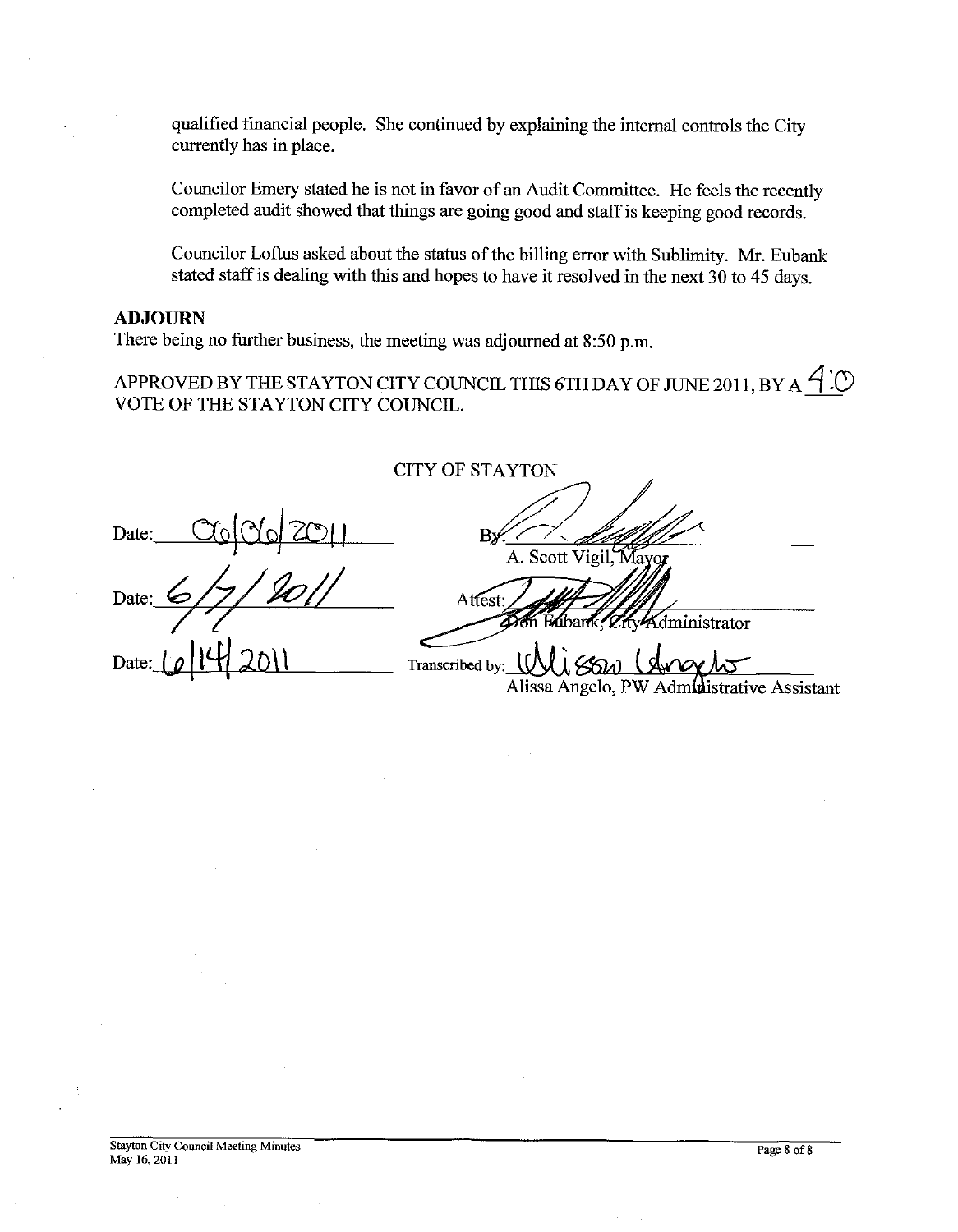qualified financial people. She continued by explaining the internal controls the City currently has in place.

Councilor Emery stated he is not in favor of an Audit Committee. He feels the recently completed audit showed that things are going good and staff is keeping good records.

Councilor Loftus asked about the status of the billing error with Sublimity. Mr. Eubank stated staff is dealing with this and hopes to have it resolved in the next 30 to 45 days.

**ADJOURN**

There being no further business, the meeting was adjourned at 8:50 p.m.

APPROVED BY THE STAYTON CITY COUNCIL THIS 6TH DAY OF JUNE 2011, BY A 4:0 VOTE OF THE STAYTON CITY COUNCIL.

CITY OF STAYTON

Date: 06/06/2011

By: \_\_\_\_\_\_\_\_\_\_\_\_\_\_\_\_\_\_
A. Scott Vigil, Mayor

Date: 6/7/2011

Attest: \_\_\_\_\_\_\_\_\_\_\_\_\_\_\_\_\_\_
Don Eubank, City Administrator

Date: 6/14/2011

Transcribed by: \_\_\_\_\_\_\_\_\_\_\_\_\_\_\_\_\_\_
Alissa Angelo, PW Administrative Assistant